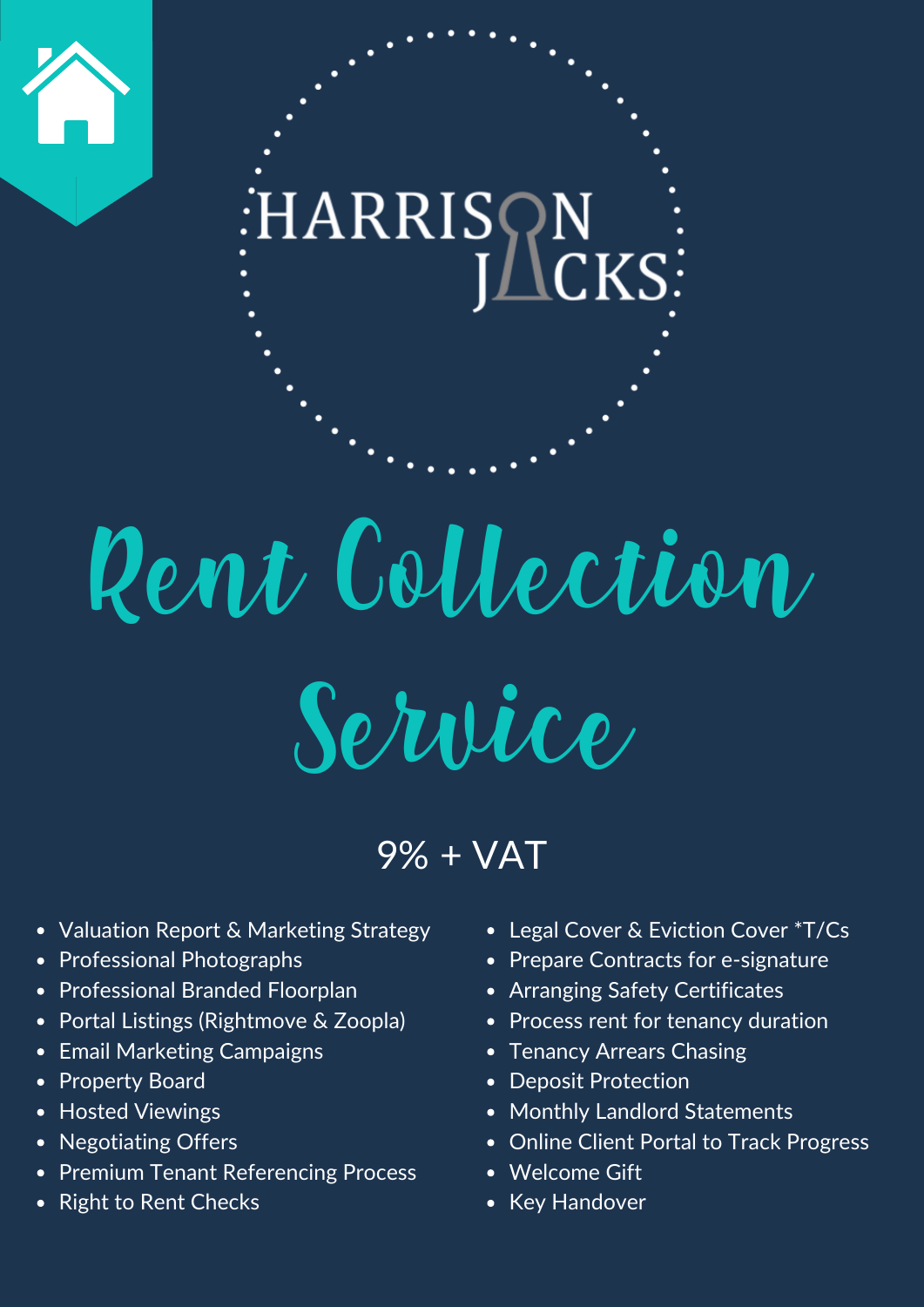# HARRISON JACKS

# Rent Collection Service

## 9% + VAT

- Valuation Report & Marketing Strategy
- Professional Photographs
- Professional Branded Floorplan
- Portal Listings (Rightmove & Zoopla)
- Email Marketing Campaigns
- Property Board
- Hosted Viewings
- Negotiating Offers
- Premium Tenant Referencing Process
- Right to Rent Checks
- Legal Cover & Eviction Cover *T/Cs
- Prepare Contracts for e-signature
- Arranging Safety Certificates
- Process rent for tenancy duration
- Tenancy Arrears Chasing
- Deposit Protection
- Monthly Landlord Statements
- Online Client Portal to Track Progress
- Welcome Gift
- Key Handover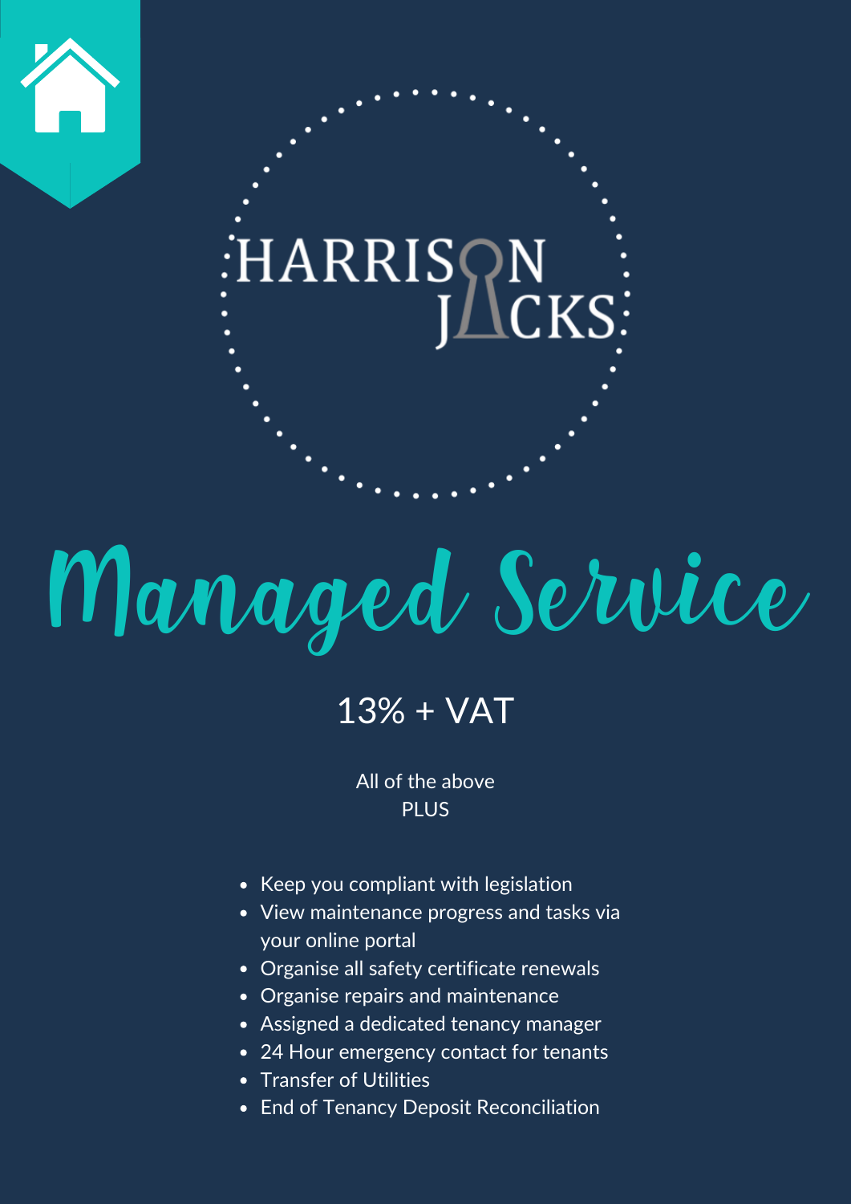HARRISON JACKS

# Managed Service

13% + VAT

All of the above
PLUS

- Keep you compliant with legislation
- View maintenance progress and tasks via your online portal
- Organise all safety certificate renewals
- Organise repairs and maintenance
- Assigned a dedicated tenancy manager
- 24 Hour emergency contact for tenants
- Transfer of Utilities
- End of Tenancy Deposit Reconciliation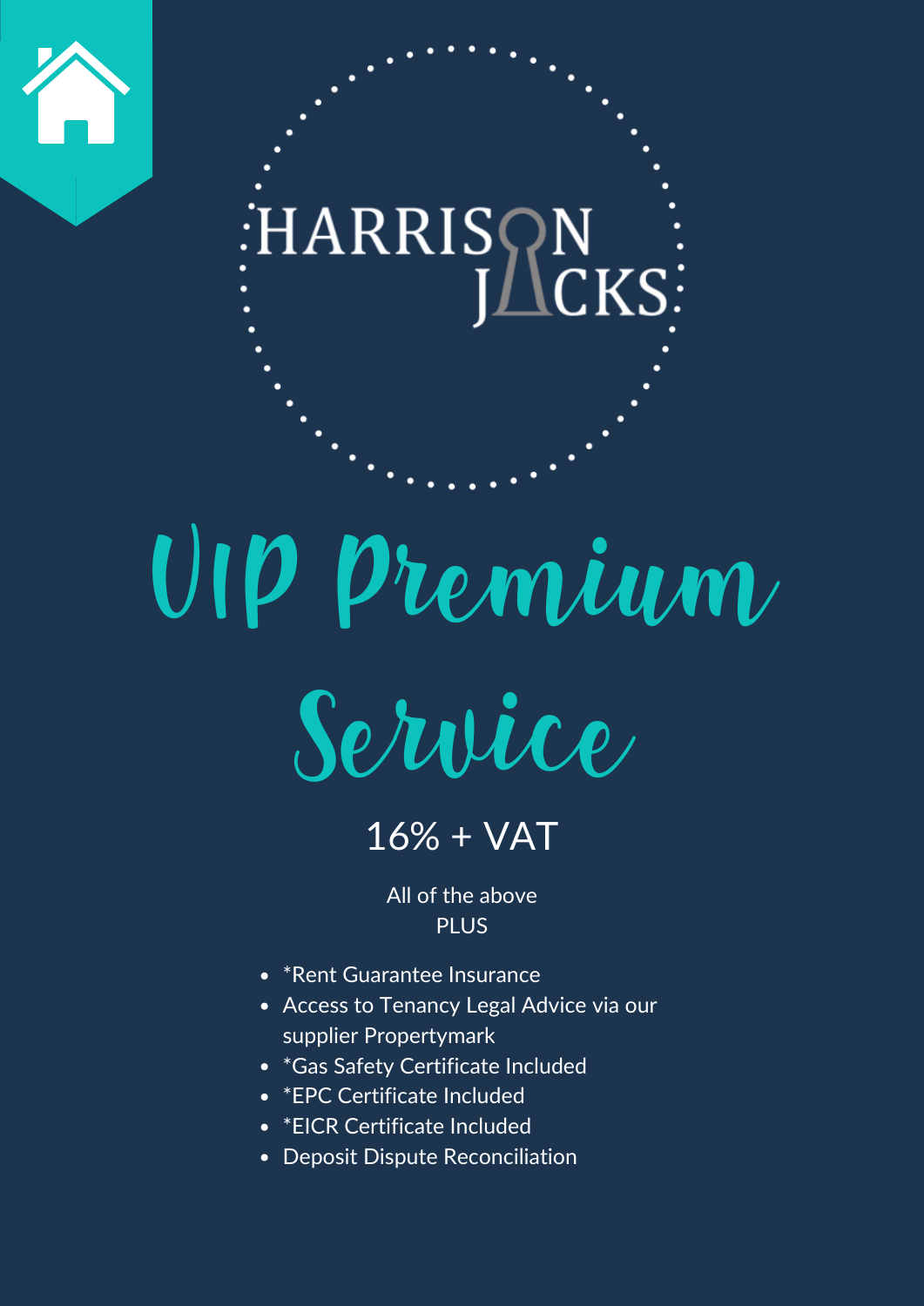HARRISON JACKS

# VIP Premium Service

## 16% + VAT

All of the above
PLUS

- *Rent Guarantee Insurance
- Access to Tenancy Legal Advice via our supplier Propertymark
- *Gas Safety Certificate Included
- *EPC Certificate Included
- *EICR Certificate Included
- Deposit Dispute Reconciliation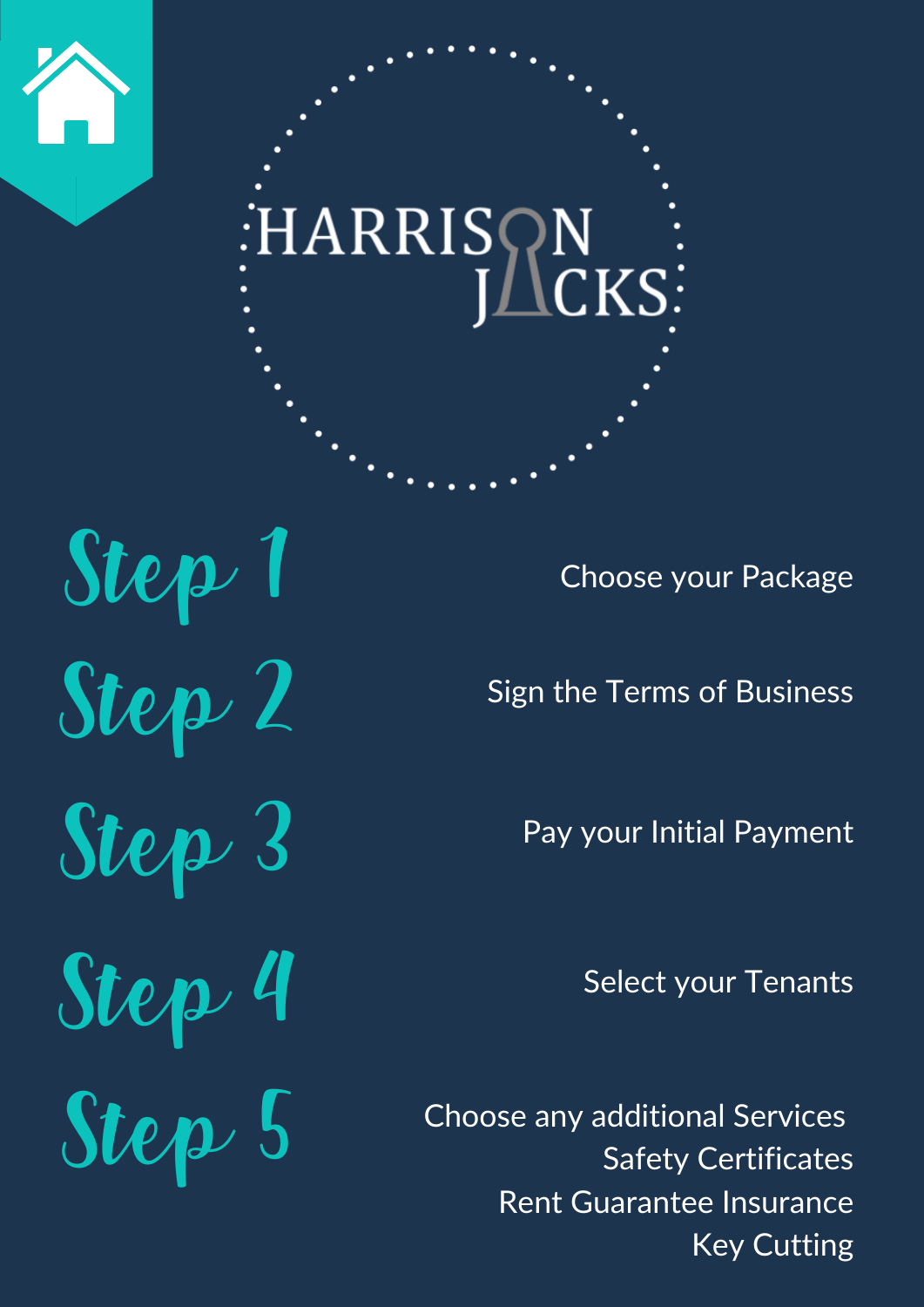# HARRISON JACKS

## Step 1

Choose your Package

## Step 2

Sign the Terms of Business

## Step 3

Pay your Initial Payment

## Step 4

Select your Tenants

## Step 5

Choose any additional Services

- Safety Certificates
- Rent Guarantee Insurance
- Key Cutting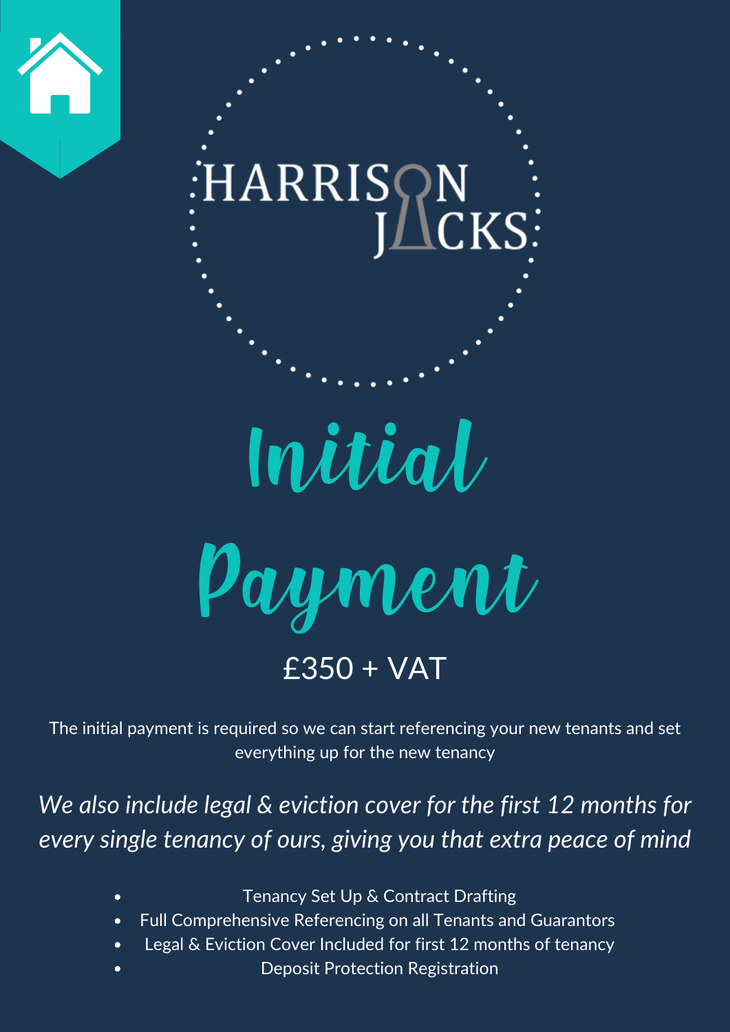HARRISON JACKS

# Initial Payment

## £350 + VAT

The initial payment is required so we can start referencing your new tenants and set everything up for the new tenancy

*We also include legal & eviction cover for the first 12 months for every single tenancy of ours, giving you that extra peace of mind*

- Tenancy Set Up & Contract Drafting
- Full Comprehensive Referencing on all Tenants and Guarantors
- Legal & Eviction Cover Included for first 12 months of tenancy
- Deposit Protection Registration